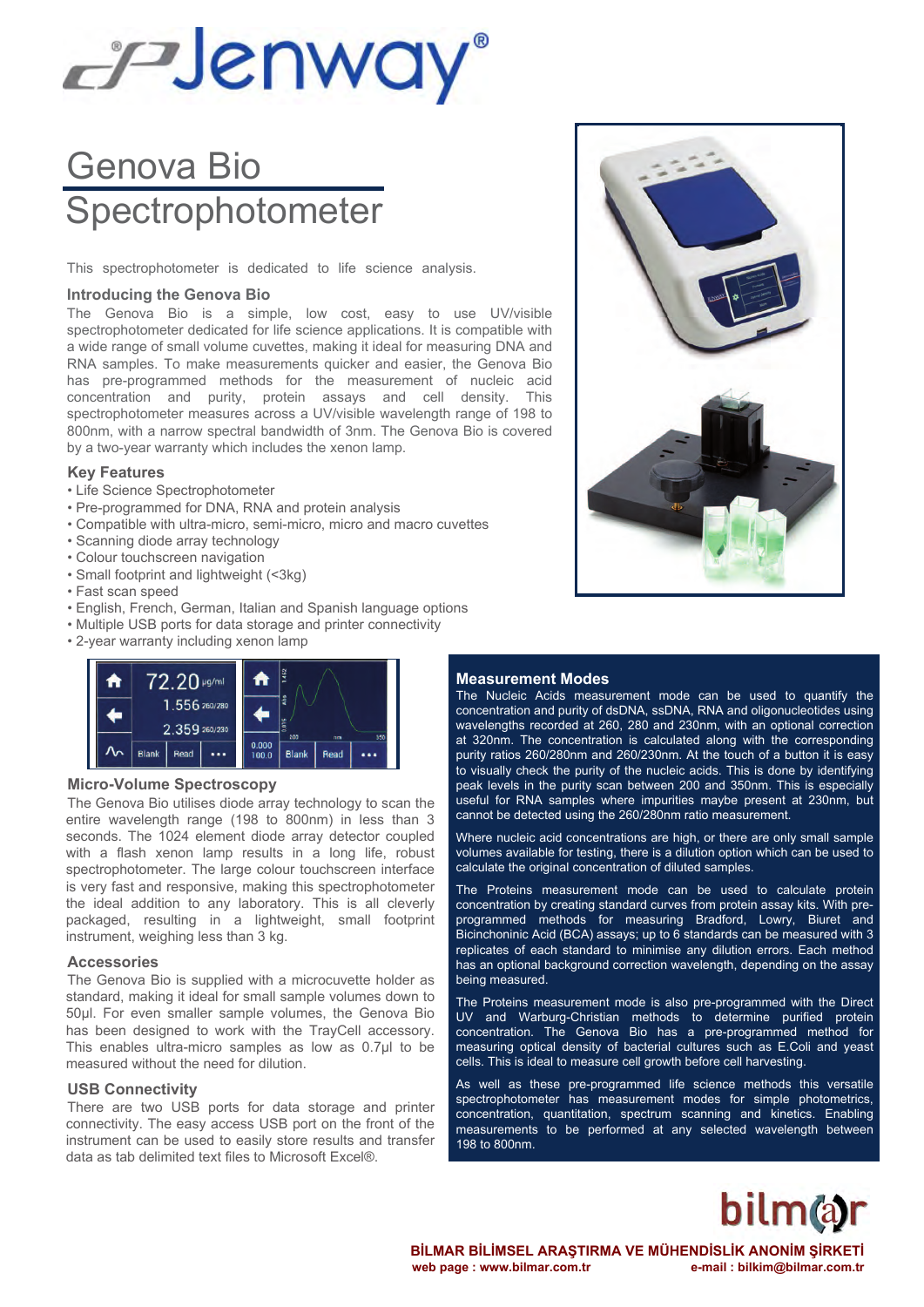# Jenway®

# Genova Bio Spectrophotometer

This spectrophotometer is dedicated to life science analysis.

### Introducing the Genova Bio

The Genova Bio is a simple, low cost, easy to use UV/visible spectrophotometer dedicated for life science applications. It is compatible with a wide range of small volume cuvettes, making it ideal for measuring DNA and RNA samples. To make measurements quicker and easier, the Genova Bio has pre-programmed methods for the measurement of nucleic acid concentration and purity, protein assays and cell density. This spectrophotometer measures across a UV/visible wavelength range of 198 to 800nm, with a narrow spectral bandwidth of 3nm. The Genova Bio is covered by a two-year warranty which includes the xenon lamp.

### Key Features

- Life Science Spectrophotometer
- Pre-programmed for DNA, RNA and protein analysis
- Compatible with ultra-micro, semi-micro, micro and macro cuvettes
- Scanning diode array technology
- Colour touchscreen navigation
- Small footprint and lightweight (<3kg)
- Fast scan speed
- English, French, German, Italian and Spanish language options
- Multiple USB ports for data storage and printer connectivity
- 2-year warranty including xenon lamp

### Micro-Volume Spectroscopy

The Genova Bio utilises diode array technology to scan the entire wavelength range (198 to 800nm) in less than 3 seconds. The 1024 element diode array detector coupled with a flash xenon lamp results in a long life, robust spectrophotometer. The large colour touchscreen interface is very fast and responsive, making this spectrophotometer the ideal addition to any laboratory. This is all cleverly packaged, resulting in a lightweight, small footprint instrument, weighing less than 3 kg.

### Accessories

The Genova Bio is supplied with a microcuvette holder as standard, making it ideal for small sample volumes down to 50µl. For even smaller sample volumes, the Genova Bio has been designed to work with the TrayCell accessory. This enables ultra-micro samples as low as 0.7µl to be measured without the need for dilution.

### USB Connectivity

There are two USB ports for data storage and printer connectivity. The easy access USB port on the front of the instrument can be used to easily store results and transfer data as tab delimited text files to Microsoft Excel®.

### Measurement Modes

The Nucleic Acids measurement mode can be used to quantify the concentration and purity of dsDNA, ssDNA, RNA and oligonucleotides using wavelengths recorded at 260, 280 and 230nm, with an optional correction at 320nm. The concentration is calculated along with the corresponding purity ratios 260/280nm and 260/230nm. At the touch of a button it is easy to visually check the purity of the nucleic acids. This is done by identifying peak levels in the purity scan between 200 and 350nm. This is especially useful for RNA samples where impurities maybe present at 230nm, but cannot be detected using the 260/280nm ratio measurement.

Where nucleic acid concentrations are high, or there are only small sample volumes available for testing, there is a dilution option which can be used to calculate the original concentration of diluted samples.

The Proteins measurement mode can be used to calculate protein concentration by creating standard curves from protein assay kits. With pre-programmed methods for measuring Bradford, Lowry, Biuret and Bicinchoninic Acid (BCA) assays; up to 6 standards can be measured with 3 replicates of each standard to minimise any dilution errors. Each method has an optional background correction wavelength, depending on the assay being measured.

The Proteins measurement mode is also pre-programmed with the Direct UV and Warburg-Christian methods to determine purified protein concentration. The Genova Bio has a pre-programmed method for measuring optical density of bacterial cultures such as E.Coli and yeast cells. This is ideal to measure cell growth before cell harvesting.

As well as these pre-programmed life science methods this versatile spectrophotometer has measurement modes for simple photometrics, concentration, quantitation, spectrum scanning and kinetics. Enabling measurements to be performed at any selected wavelength between 198 to 800nm.

**bilmar**

**BİLMAR BİLİMSEL ARAŞTIRMA VE MÜHENDİSLİK ANONİM ŞİRKETİ**
**web page : www.bilmar.com.tr** **e-mail : bilkim@bilmar.com.tr**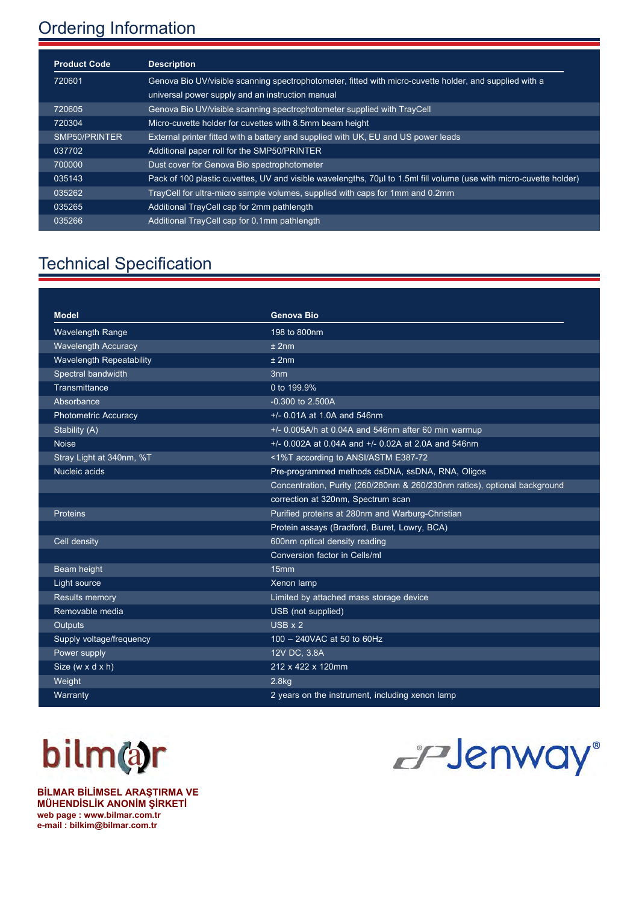## Ordering Information

| Product Code | Description |
|---|---|
| 720601 | Genova Bio UV/visible scanning spectrophotometer, fitted with micro-cuvette holder, and supplied with a universal power supply and an instruction manual |
| 720605 | Genova Bio UV/visible scanning spectrophotometer supplied with TrayCell |
| 720304 | Micro-cuvette holder for cuvettes with 8.5mm beam height |
| SMP50/PRINTER | External printer fitted with a battery and supplied with UK, EU and US power leads |
| 037702 | Additional paper roll for the SMP50/PRINTER |
| 700000 | Dust cover for Genova Bio spectrophotometer |
| 035143 | Pack of 100 plastic cuvettes, UV and visible wavelengths, 70µl to 1.5ml fill volume (use with micro-cuvette holder) |
| 035262 | TrayCell for ultra-micro sample volumes, supplied with caps for 1mm and 0.2mm |
| 035265 | Additional TrayCell cap for 2mm pathlength |
| 035266 | Additional TrayCell cap for 0.1mm pathlength |

## Technical Specification

| Model | Genova Bio |
|---|---|
| Wavelength Range | 198 to 800nm |
| Wavelength Accuracy | ± 2nm |
| Wavelength Repeatability | ± 2nm |
| Spectral bandwidth | 3nm |
| Transmittance | 0 to 199.9% |
| Absorbance | -0.300 to 2.500A |
| Photometric Accuracy | +/- 0.01A at 1.0A and 546nm |
| Stability (A) | +/- 0.005A/h at 0.04A and 546nm after 60 min warmup |
| Noise | +/- 0.002A at 0.04A and +/- 0.02A at 2.0A and 546nm |
| Stray Light at 340nm, %T | <1%T according to ANSI/ASTM E387-72 |
| Nucleic acids | Pre-programmed methods dsDNA, ssDNA, RNA, Oligos |
| | Concentration, Purity (260/280nm & 260/230nm ratios), optional background correction at 320nm, Spectrum scan |
| Proteins | Purified proteins at 280nm and Warburg-Christian |
| | Protein assays (Bradford, Biuret, Lowry, BCA) |
| Cell density | 600nm optical density reading |
| | Conversion factor in Cells/ml |
| Beam height | 15mm |
| Light source | Xenon lamp |
| Results memory | Limited by attached mass storage device |
| Removable media | USB (not supplied) |
| Outputs | USB x 2 |
| Supply voltage/frequency | 100 – 240VAC at 50 to 60Hz |
| Power supply | 12V DC, 3.8A |
| Size (w x d x h) | 212 x 422 x 120mm |
| Weight | 2.8kg |
| Warranty | 2 years on the instrument, including xenon lamp |

bilmar

**BİLMAR BİLİMSEL ARAŞTIRMA VE MÜHENDİSLİK ANONİM ŞİRKETİ**
**web page : www.bilmar.com.tr**
**e-mail : bilkim@bilmar.com.tr**

Jenway®